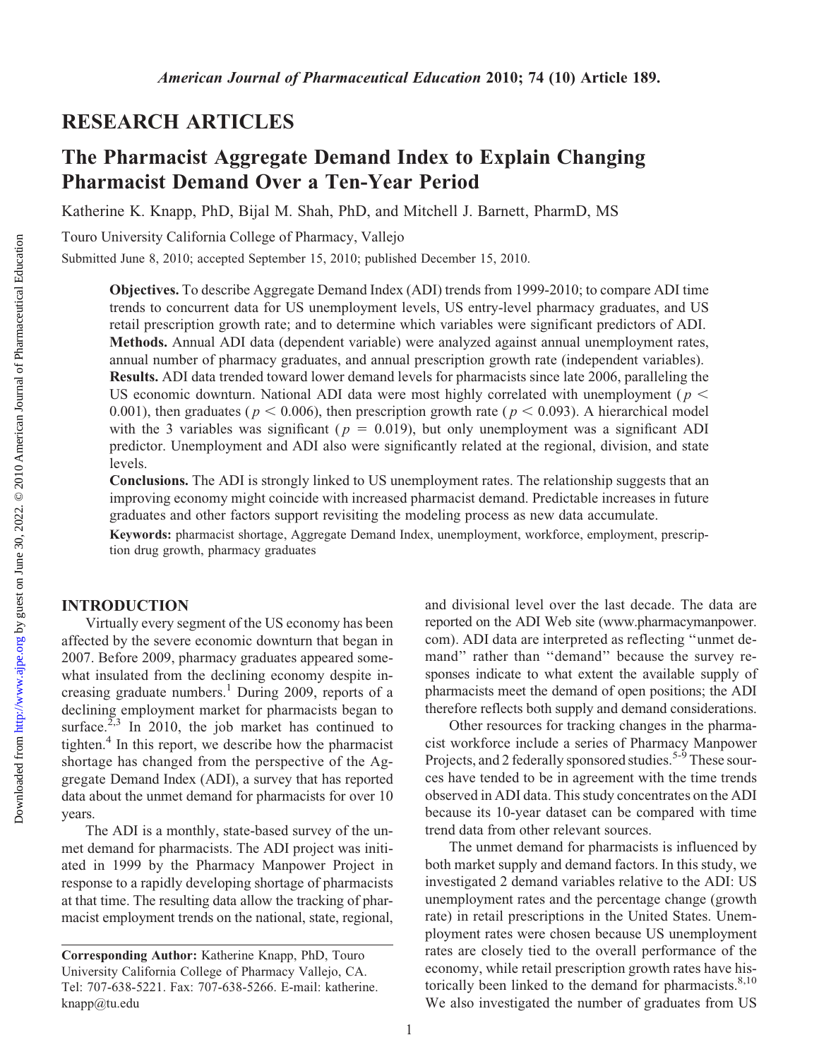## RESEARCH ARTICLES

# The Pharmacist Aggregate Demand Index to Explain Changing Pharmacist Demand Over a Ten-Year Period

Katherine K. Knapp, PhD, Bijal M. Shah, PhD, and Mitchell J. Barnett, PharmD, MS

Touro University California College of Pharmacy, Vallejo

Submitted June 8, 2010; accepted September 15, 2010; published December 15, 2010.

**Objectives.** To describe Aggregate Demand Index (ADI) trends from 1999-2010; to compare ADI time trends to concurrent data for US unemployment levels, US entry-level pharmacy graduates, and US retail prescription growth rate; and to determine which variables were significant predictors of ADI.

**Methods.** Annual ADI data (dependent variable) were analyzed against annual unemployment rates, annual number of pharmacy graduates, and annual prescription growth rate (independent variables).

**Results.** ADI data trended toward lower demand levels for pharmacists since late 2006, paralleling the US economic downturn. National ADI data were most highly correlated with unemployment ($p < 0.001$), then graduates ($p < 0.006$), then prescription growth rate ($p < 0.093$). A hierarchical model with the 3 variables was significant ($p = 0.019$), but only unemployment was a significant ADI predictor. Unemployment and ADI also were significantly related at the regional, division, and state levels.

**Conclusions.** The ADI is strongly linked to US unemployment rates. The relationship suggests that an improving economy might coincide with increased pharmacist demand. Predictable increases in future graduates and other factors support revisiting the modeling process as new data accumulate.

**Keywords:** pharmacist shortage, Aggregate Demand Index, unemployment, workforce, employment, prescription drug growth, pharmacy graduates

## INTRODUCTION

Virtually every segment of the US economy has been affected by the severe economic downturn that began in 2007. Before 2009, pharmacy graduates appeared somewhat insulated from the declining economy despite increasing graduate numbers.[1] During 2009, reports of a declining employment market for pharmacists began to surface.[2,3] In 2010, the job market has continued to tighten.[4] In this report, we describe how the pharmacist shortage has changed from the perspective of the Aggregate Demand Index (ADI), a survey that has reported data about the unmet demand for pharmacists for over 10 years.

The ADI is a monthly, state-based survey of the unmet demand for pharmacists. The ADI project was initiated in 1999 by the Pharmacy Manpower Project in response to a rapidly developing shortage of pharmacists at that time. The resulting data allow the tracking of pharmacist employment trends on the national, state, regional, and divisional level over the last decade. The data are reported on the ADI Web site (www.pharmacymanpower.com). ADI data are interpreted as reflecting "unmet demand" rather than "demand" because the survey responses indicate to what extent the available supply of pharmacists meet the demand of open positions; the ADI therefore reflects both supply and demand considerations.

Other resources for tracking changes in the pharmacist workforce include a series of Pharmacy Manpower Projects, and 2 federally sponsored studies.[5-9] These sources have tended to be in agreement with the time trends observed in ADI data. This study concentrates on the ADI because its 10-year dataset can be compared with time trend data from other relevant sources.

The unmet demand for pharmacists is influenced by both market supply and demand factors. In this study, we investigated 2 demand variables relative to the ADI: US unemployment rates and the percentage change (growth rate) in retail prescriptions in the United States. Unemployment rates were chosen because US unemployment rates are closely tied to the overall performance of the economy, while retail prescription growth rates have historically been linked to the demand for pharmacists.[8,10] We also investigated the number of graduates from US

---

**Corresponding Author:** Katherine Knapp, PhD, Touro University California College of Pharmacy Vallejo, CA. Tel: 707-638-5221. Fax: 707-638-5266. E-mail: katherine.knapp@tu.edu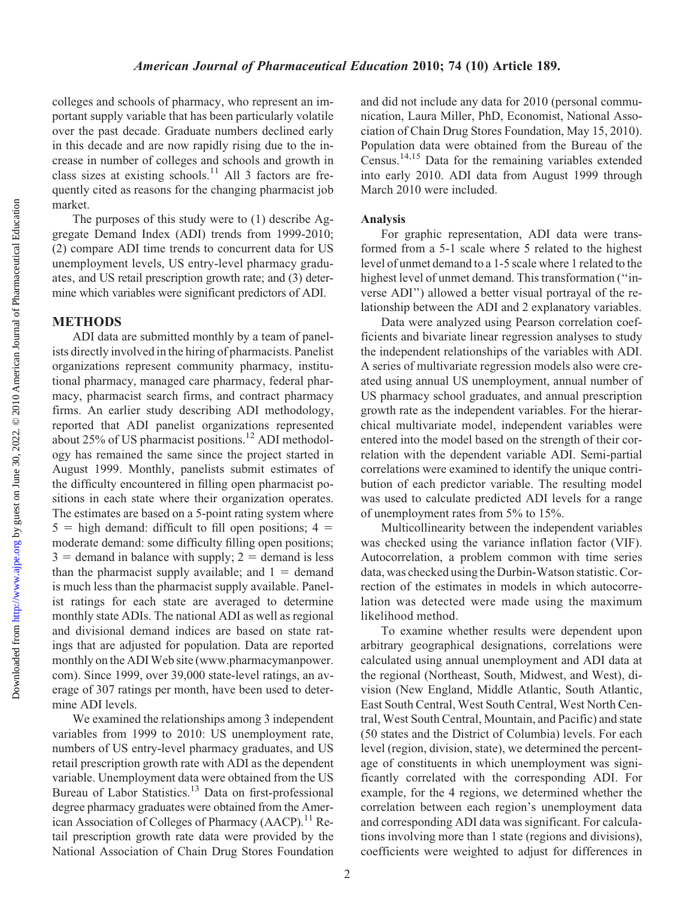colleges and schools of pharmacy, who represent an important supply variable that has been particularly volatile over the past decade. Graduate numbers declined early in this decade and are now rapidly rising due to the increase in number of colleges and schools and growth in class sizes at existing schools.[11] All 3 factors are frequently cited as reasons for the changing pharmacist job market.

The purposes of this study were to (1) describe Aggregate Demand Index (ADI) trends from 1999-2010; (2) compare ADI time trends to concurrent data for US unemployment levels, US entry-level pharmacy graduates, and US retail prescription growth rate; and (3) determine which variables were significant predictors of ADI.

## METHODS

ADI data are submitted monthly by a team of panelists directly involved in the hiring of pharmacists. Panelist organizations represent community pharmacy, institutional pharmacy, managed care pharmacy, federal pharmacy, pharmacist search firms, and contract pharmacy firms. An earlier study describing ADI methodology, reported that ADI panelist organizations represented about 25% of US pharmacist positions.[12] ADI methodology has remained the same since the project started in August 1999. Monthly, panelists submit estimates of the difficulty encountered in filling open pharmacist positions in each state where their organization operates. The estimates are based on a 5-point rating system where 5 = high demand: difficult to fill open positions; 4 = moderate demand: some difficulty filling open positions; 3 = demand in balance with supply; 2 = demand is less than the pharmacist supply available; and 1 = demand is much less than the pharmacist supply available. Panelist ratings for each state are averaged to determine monthly state ADIs. The national ADI as well as regional and divisional demand indices are based on state ratings that are adjusted for population. Data are reported monthly on the ADI Web site (www.pharmacymanpower.com). Since 1999, over 39,000 state-level ratings, an average of 307 ratings per month, have been used to determine ADI levels.

We examined the relationships among 3 independent variables from 1999 to 2010: US unemployment rate, numbers of US entry-level pharmacy graduates, and US retail prescription growth rate with ADI as the dependent variable. Unemployment data were obtained from the US Bureau of Labor Statistics.[13] Data on first-professional degree pharmacy graduates were obtained from the American Association of Colleges of Pharmacy (AACP).[11] Retail prescription growth rate data were provided by the National Association of Chain Drug Stores Foundation and did not include any data for 2010 (personal communication, Laura Miller, PhD, Economist, National Association of Chain Drug Stores Foundation, May 15, 2010). Population data were obtained from the Bureau of the Census.[14,15] Data for the remaining variables extended into early 2010. ADI data from August 1999 through March 2010 were included.

### Analysis

For graphic representation, ADI data were transformed from a 5-1 scale where 5 related to the highest level of unmet demand to a 1-5 scale where 1 related to the highest level of unmet demand. This transformation ("inverse ADI") allowed a better visual portrayal of the relationship between the ADI and 2 explanatory variables.

Data were analyzed using Pearson correlation coefficients and bivariate linear regression analyses to study the independent relationships of the variables with ADI. A series of multivariate regression models also were created using annual US unemployment, annual number of US pharmacy school graduates, and annual prescription growth rate as the independent variables. For the hierarchical multivariate model, independent variables were entered into the model based on the strength of their correlation with the dependent variable ADI. Semi-partial correlations were examined to identify the unique contribution of each predictor variable. The resulting model was used to calculate predicted ADI levels for a range of unemployment rates from 5% to 15%.

Multicollinearity between the independent variables was checked using the variance inflation factor (VIF). Autocorrelation, a problem common with time series data, was checked using the Durbin-Watson statistic. Correction of the estimates in models in which autocorrelation was detected were made using the maximum likelihood method.

To examine whether results were dependent upon arbitrary geographical designations, correlations were calculated using annual unemployment and ADI data at the regional (Northeast, South, Midwest, and West), division (New England, Middle Atlantic, South Atlantic, East South Central, West South Central, West North Central, West South Central, Mountain, and Pacific) and state (50 states and the District of Columbia) levels. For each level (region, division, state), we determined the percentage of constituents in which unemployment was significantly correlated with the corresponding ADI. For example, for the 4 regions, we determined whether the correlation between each region's unemployment data and corresponding ADI data was significant. For calculations involving more than 1 state (regions and divisions), coefficients were weighted to adjust for differences in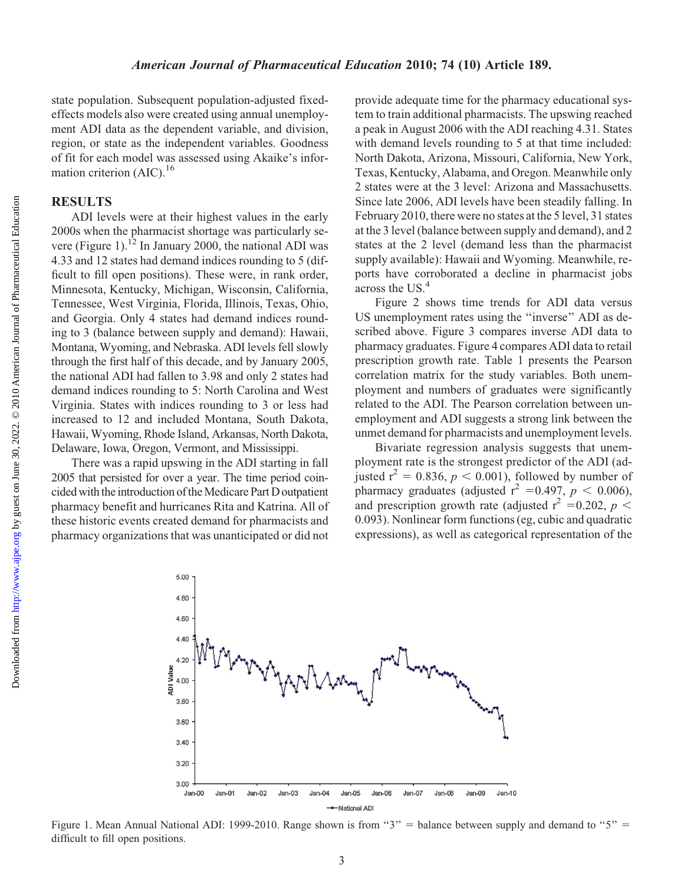state population. Subsequent population-adjusted fixed-effects models also were created using annual unemployment ADI data as the dependent variable, and division, region, or state as the independent variables. Goodness of fit for each model was assessed using Akaike's information criterion (AIC).[16]

## RESULTS

ADI levels were at their highest values in the early 2000s when the pharmacist shortage was particularly severe (Figure 1).[12] In January 2000, the national ADI was 4.33 and 12 states had demand indices rounding to 5 (difficult to fill open positions). These were, in rank order, Minnesota, Kentucky, Michigan, Wisconsin, California, Tennessee, West Virginia, Florida, Illinois, Texas, Ohio, and Georgia. Only 4 states had demand indices rounding to 3 (balance between supply and demand): Hawaii, Montana, Wyoming, and Nebraska. ADI levels fell slowly through the first half of this decade, and by January 2005, the national ADI had fallen to 3.98 and only 2 states had demand indices rounding to 5: North Carolina and West Virginia. States with indices rounding to 3 or less had increased to 12 and included Montana, South Dakota, Hawaii, Wyoming, Rhode Island, Arkansas, North Dakota, Delaware, Iowa, Oregon, Vermont, and Mississippi.

There was a rapid upswing in the ADI starting in fall 2005 that persisted for over a year. The time period coincided with the introduction of the Medicare Part D outpatient pharmacy benefit and hurricanes Rita and Katrina. All of these historic events created demand for pharmacists and pharmacy organizations that was unanticipated or did not provide adequate time for the pharmacy educational system to train additional pharmacists. The upswing reached a peak in August 2006 with the ADI reaching 4.31. States with demand levels rounding to 5 at that time included: North Dakota, Arizona, Missouri, California, New York, Texas, Kentucky, Alabama, and Oregon. Meanwhile only 2 states were at the 3 level: Arizona and Massachusetts. Since late 2006, ADI levels have been steadily falling. In February 2010, there were no states at the 5 level, 31 states at the 3 level (balance between supply and demand), and 2 states at the 2 level (demand less than the pharmacist supply available): Hawaii and Wyoming. Meanwhile, reports have corroborated a decline in pharmacist jobs across the US.[4]

Figure 2 shows time trends for ADI data versus US unemployment rates using the "inverse" ADI as described above. Figure 3 compares inverse ADI data to pharmacy graduates. Figure 4 compares ADI data to retail prescription growth rate. Table 1 presents the Pearson correlation matrix for the study variables. Both unemployment and numbers of graduates were significantly related to the ADI. The Pearson correlation between unemployment and ADI suggests a strong link between the unmet demand for pharmacists and unemployment levels.

Bivariate regression analysis suggests that unemployment rate is the strongest predictor of the ADI (adjusted $r^2 = 0.836$, $p < 0.001$), followed by number of pharmacy graduates (adjusted $r^2 = 0.497$, $p < 0.006$), and prescription growth rate (adjusted $r^2 = 0.202$, $p < 0.093$). Nonlinear form functions (eg, cubic and quadratic expressions), as well as categorical representation of the

5.00
4.80
4.60
4.40
4.20
4.00
3.80
3.60
3.40
3.20
3.00

ADI Value

Jan-00 Jan-01 Jan-02 Jan-03 Jan-04 Jan-05 Jan-06 Jan-07 Jan-08 Jan-09 Jan-10

National ADI

Figure 1. Mean Annual National ADI: 1999-2010. Range shown is from "3" = balance between supply and demand to "5" = difficult to fill open positions.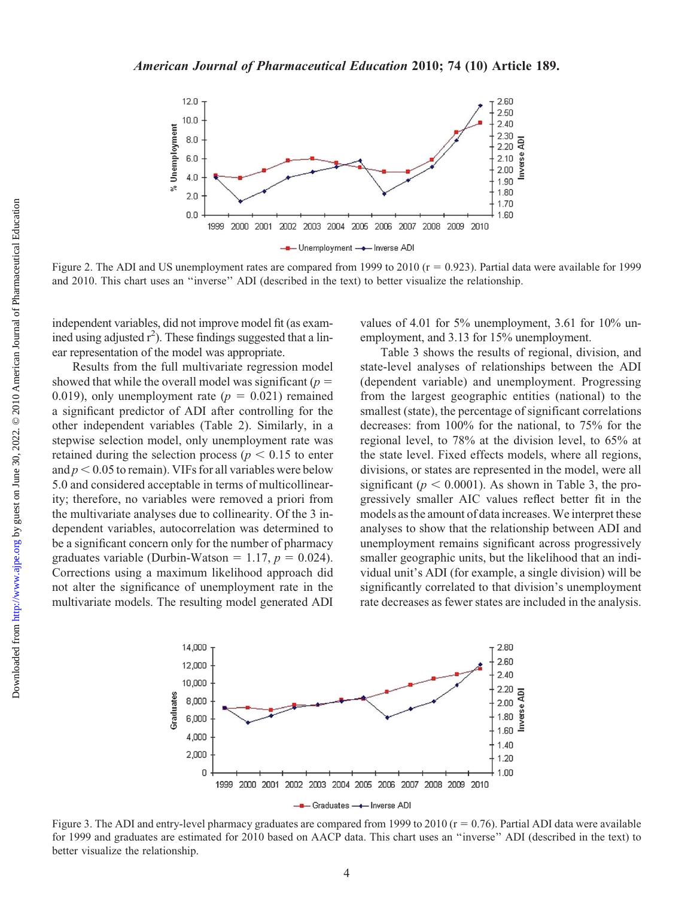12.0
10.0
8.0
6.0
4.0
2.0
0.0

% Unemployment

2.60
2.50
2.40
2.30
2.20
2.10
2.00
1.90
1.80
1.70
1.60

Inverse ADI

1999 2000 2001 2002 2003 2004 2005 2006 2007 2008 2009 2010

Unemployment — Inverse ADI

Figure 2. The ADI and US unemployment rates are compared from 1999 to 2010 ($r = 0.923$). Partial data were available for 1999 and 2010. This chart uses an ''inverse'' ADI (described in the text) to better visualize the relationship.

independent variables, did not improve model fit (as examined using adjusted $r^2$). These findings suggested that a linear representation of the model was appropriate.

Results from the full multivariate regression model showed that while the overall model was significant ($p = 0.019$), only unemployment rate ($p = 0.021$) remained a significant predictor of ADI after controlling for the other independent variables (Table 2). Similarly, in a stepwise selection model, only unemployment rate was retained during the selection process ($p < 0.15$ to enter and $p < 0.05$ to remain). VIFs for all variables were below 5.0 and considered acceptable in terms of multicollinearity; therefore, no variables were removed a priori from the multivariate analyses due to collinearity. Of the 3 independent variables, autocorrelation was determined to be a significant concern only for the number of pharmacy graduates variable (Durbin-Watson = 1.17, $p = 0.024$). Corrections using a maximum likelihood approach did not alter the significance of unemployment rate in the multivariate models. The resulting model generated ADI values of 4.01 for 5% unemployment, 3.61 for 10% unemployment, and 3.13 for 15% unemployment.

Table 3 shows the results of regional, division, and state-level analyses of relationships between the ADI (dependent variable) and unemployment. Progressing from the largest geographic entities (national) to the smallest (state), the percentage of significant correlations decreases: from 100% for the national, to 75% for the regional level, to 78% at the division level, to 65% at the state level. Fixed effects models, where all regions, divisions, or states are represented in the model, were all significant ($p < 0.0001$). As shown in Table 3, the progressively smaller AIC values reflect better fit in the models as the amount of data increases. We interpret these analyses to show that the relationship between ADI and unemployment remains significant across progressively smaller geographic units, but the likelihood that an individual unit's ADI (for example, a single division) will be significantly correlated to that division's unemployment rate decreases as fewer states are included in the analysis.

14,000
12,000
10,000
8,000
6,000
4,000
2,000
0

Graduates

2.80
2.60
2.40
2.20
2.00
1.80
1.60
1.40
1.20
1.00

Inverse ADI

1999 2000 2001 2002 2003 2004 2005 2006 2007 2008 2009 2010

Graduates — Inverse ADI

Figure 3. The ADI and entry-level pharmacy graduates are compared from 1999 to 2010 ($r = 0.76$). Partial ADI data were available for 1999 and graduates are estimated for 2010 based on AACP data. This chart uses an ''inverse'' ADI (described in the text) to better visualize the relationship.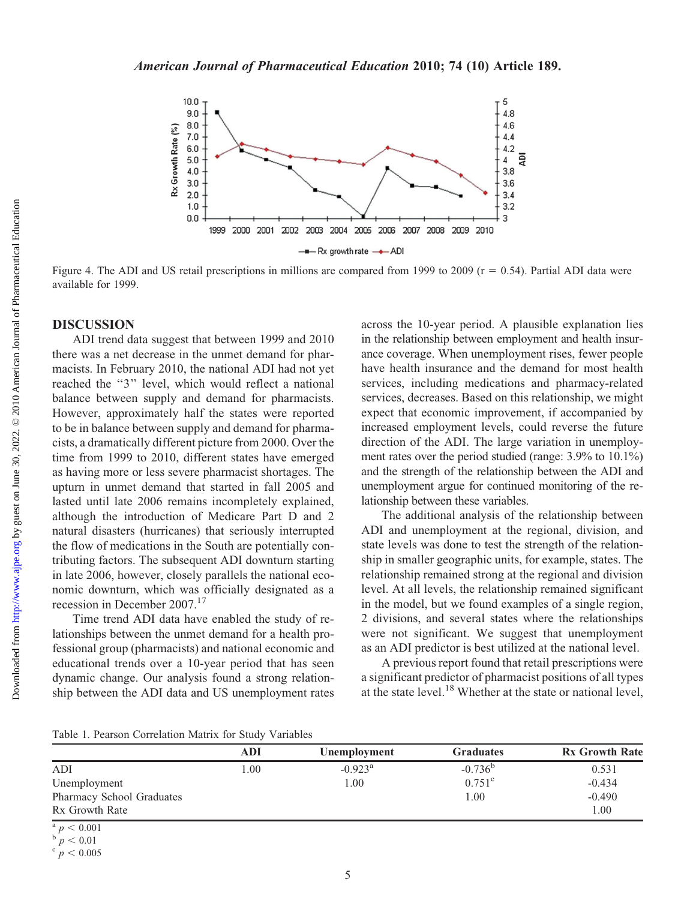10.0
9.0
8.0
7.0
6.0
5.0
4.0
3.0
2.0
1.0
0.0

Rx Growth Rate (%)

5
4.8
4.6
4.4
4.2
4
3.8
3.6
3.4
3.2
3

ADI

1999 2000 2001 2002 2003 2004 2005 2006 2007 2008 2009 2010

Rx growth rate — ADI

Figure 4. The ADI and US retail prescriptions in millions are compared from 1999 to 2009 ($r = 0.54$). Partial ADI data were available for 1999.

## DISCUSSION

ADI trend data suggest that between 1999 and 2010 there was a net decrease in the unmet demand for pharmacists. In February 2010, the national ADI had not yet reached the "3" level, which would reflect a national balance between supply and demand for pharmacists. However, approximately half the states were reported to be in balance between supply and demand for pharmacists, a dramatically different picture from 2000. Over the time from 1999 to 2010, different states have emerged as having more or less severe pharmacist shortages. The upturn in unmet demand that started in fall 2005 and lasted until late 2006 remains incompletely explained, although the introduction of Medicare Part D and 2 natural disasters (hurricanes) that seriously interrupted the flow of medications in the South are potentially contributing factors. The subsequent ADI downturn starting in late 2006, however, closely parallels the national economic downturn, which was officially designated as a recession in December 2007.[17]

Time trend ADI data have enabled the study of relationships between the unmet demand for a health professional group (pharmacists) and national economic and educational trends over a 10-year period that has seen dynamic change. Our analysis found a strong relationship between the ADI data and US unemployment rates across the 10-year period. A plausible explanation lies in the relationship between employment and health insurance coverage. When unemployment rises, fewer people have health insurance and the demand for most health services, including medications and pharmacy-related services, decreases. Based on this relationship, we might expect that economic improvement, if accompanied by increased employment levels, could reverse the future direction of the ADI. The large variation in unemployment rates over the period studied (range: 3.9% to 10.1%) and the strength of the relationship between the ADI and unemployment argue for continued monitoring of the relationship between these variables.

The additional analysis of the relationship between ADI and unemployment at the regional, division, and state levels was done to test the strength of the relationship in smaller geographic units, for example, states. The relationship remained strong at the regional and division level. At all levels, the relationship remained significant in the model, but we found examples of a single region, 2 divisions, and several states where the relationships were not significant. We suggest that unemployment as an ADI predictor is best utilized at the national level.

A previous report found that retail prescriptions were a significant predictor of pharmacist positions of all types at the state level.[18] Whether at the state or national level,

Table 1. Pearson Correlation Matrix for Study Variables

| | ADI | Unemployment | Graduates | Rx Growth Rate |
|---|---|---|---|---|
| ADI | 1.00 | -0.923[a] | -0.736[b] | 0.531 |
| Unemployment | | 1.00 | 0.751[c] | -0.434 |
| Pharmacy School Graduates | | | 1.00 | -0.490 |
| Rx Growth Rate | | | | 1.00 |

[a] $p < 0.001$
[b] $p < 0.01$
[c] $p < 0.005$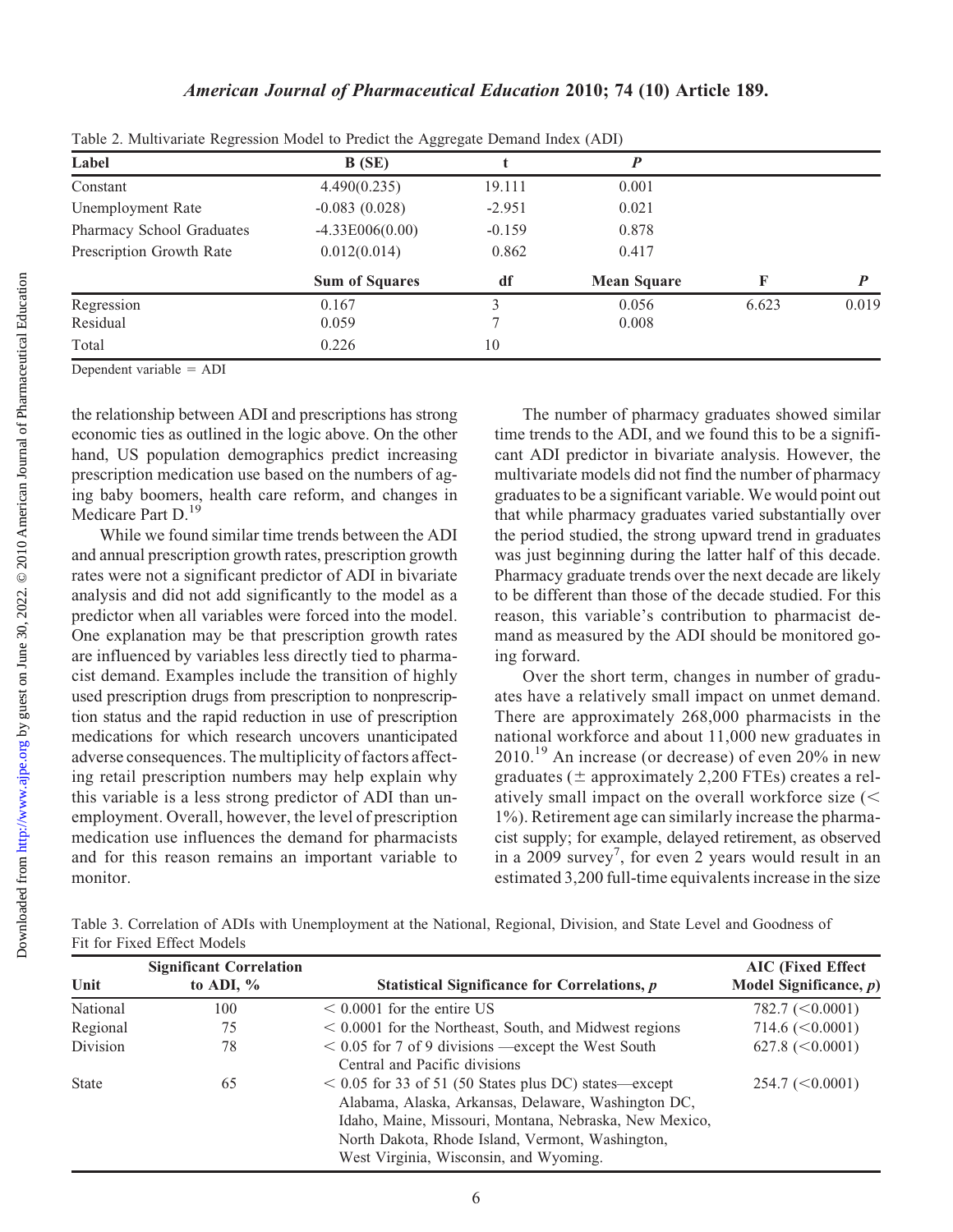Table 2. Multivariate Regression Model to Predict the Aggregate Demand Index (ADI)

| Label | B (SE) | t | *P* | | |
|---|---|---|---|---|---|
| Constant | 4.490(0.235) | 19.111 | 0.001 | | |
| Unemployment Rate | -0.083 (0.028) | -2.951 | 0.021 | | |
| Pharmacy School Graduates | -4.33E006(0.00) | -0.159 | 0.878 | | |
| Prescription Growth Rate | 0.012(0.014) | 0.862 | 0.417 | | |
| | **Sum of Squares** | **df** | **Mean Square** | **F** | ***P*** |
| Regression | 0.167 | 3 | 0.056 | 6.623 | 0.019 |
| Residual | 0.059 | 7 | 0.008 | | |
| Total | 0.226 | 10 | | | |

Dependent variable = ADI

the relationship between ADI and prescriptions has strong economic ties as outlined in the logic above. On the other hand, US population demographics predict increasing prescription medication use based on the numbers of aging baby boomers, health care reform, and changes in Medicare Part D.[19]

While we found similar time trends between the ADI and annual prescription growth rates, prescription growth rates were not a significant predictor of ADI in bivariate analysis and did not add significantly to the model as a predictor when all variables were forced into the model. One explanation may be that prescription growth rates are influenced by variables less directly tied to pharmacist demand. Examples include the transition of highly used prescription drugs from prescription to nonprescription status and the rapid reduction in use of prescription medications for which research uncovers unanticipated adverse consequences. The multiplicity of factors affecting retail prescription numbers may help explain why this variable is a less strong predictor of ADI than unemployment. Overall, however, the level of prescription medication use influences the demand for pharmacists and for this reason remains an important variable to monitor.

The number of pharmacy graduates showed similar time trends to the ADI, and we found this to be a significant ADI predictor in bivariate analysis. However, the multivariate models did not find the number of pharmacy graduates to be a significant variable. We would point out that while pharmacy graduates varied substantially over the period studied, the strong upward trend in graduates was just beginning during the latter half of this decade. Pharmacy graduate trends over the next decade are likely to be different than those of the decade studied. For this reason, this variable's contribution to pharmacist demand as measured by the ADI should be monitored going forward.

Over the short term, changes in number of graduates have a relatively small impact on unmet demand. There are approximately 268,000 pharmacists in the national workforce and about 11,000 new graduates in 2010.[19] An increase (or decrease) of even 20% in new graduates ($\pm$ approximately 2,200 FTEs) creates a relatively small impact on the overall workforce size ($<$ 1%). Retirement age can similarly increase the pharmacist supply; for example, delayed retirement, as observed in a 2009 survey[7], for even 2 years would result in an estimated 3,200 full-time equivalents increase in the size

Table 3. Correlation of ADIs with Unemployment at the National, Regional, Division, and State Level and Goodness of Fit for Fixed Effect Models

| Unit | Significant Correlation to ADI, % | Statistical Significance for Correlations, *p* | AIC (Fixed Effect Model Significance, *p*) |
|---|---|---|---|
| National | 100 | $<$ 0.0001 for the entire US | 782.7 ($<$0.0001) |
| Regional | 75 | $<$ 0.0001 for the Northeast, South, and Midwest regions | 714.6 ($<$0.0001) |
| Division | 78 | $<$ 0.05 for 7 of 9 divisions —except the West South Central and Pacific divisions | 627.8 ($<$0.0001) |
| State | 65 | $<$ 0.05 for 33 of 51 (50 States plus DC) states—except Alabama, Alaska, Arkansas, Delaware, Washington DC, Idaho, Maine, Missouri, Montana, Nebraska, New Mexico, North Dakota, Rhode Island, Vermont, Washington, West Virginia, Wisconsin, and Wyoming. | 254.7 ($<$0.0001) |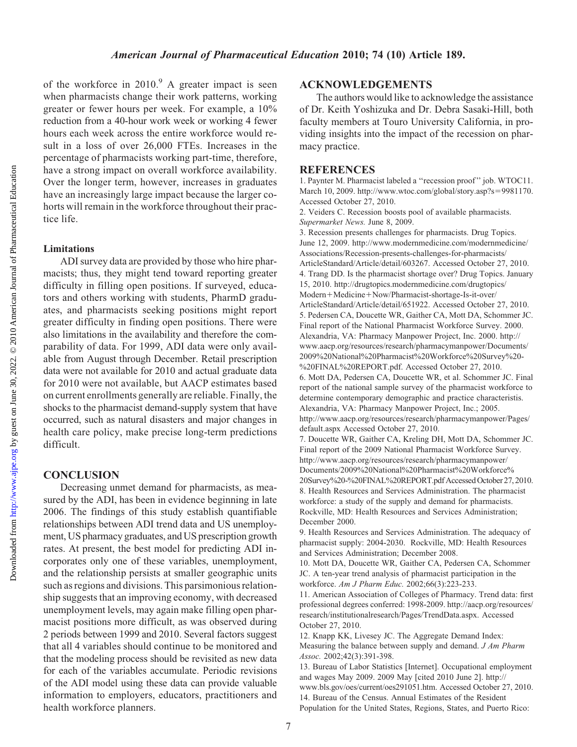of the workforce in 2010.[9] A greater impact is seen when pharmacists change their work patterns, working greater or fewer hours per week. For example, a 10% reduction from a 40-hour work week or working 4 fewer hours each week across the entire workforce would result in a loss of over 26,000 FTEs. Increases in the percentage of pharmacists working part-time, therefore, have a strong impact on overall workforce availability. Over the longer term, however, increases in graduates have an increasingly large impact because the larger cohorts will remain in the workforce throughout their practice life.

### Limitations

ADI survey data are provided by those who hire pharmacists; thus, they might tend toward reporting greater difficulty in filling open positions. If surveyed, educators and others working with students, PharmD graduates, and pharmacists seeking positions might report greater difficulty in finding open positions. There were also limitations in the availability and therefore the comparability of data. For 1999, ADI data were only available from August through December. Retail prescription data were not available for 2010 and actual graduate data for 2010 were not available, but AACP estimates based on current enrollments generally are reliable. Finally, the shocks to the pharmacist demand-supply system that have occurred, such as natural disasters and major changes in health care policy, make precise long-term predictions difficult.

## CONCLUSION

Decreasing unmet demand for pharmacists, as measured by the ADI, has been in evidence beginning in late 2006. The findings of this study establish quantifiable relationships between ADI trend data and US unemployment, US pharmacy graduates, and US prescription growth rates. At present, the best model for predicting ADI incorporates only one of these variables, unemployment, and the relationship persists at smaller geographic units such as regions and divisions. This parsimonious relationship suggests that an improving economy, with decreased unemployment levels, may again make filling open pharmacist positions more difficult, as was observed during 2 periods between 1999 and 2010. Several factors suggest that all 4 variables should continue to be monitored and that the modeling process should be revisited as new data for each of the variables accumulate. Periodic revisions of the ADI model using these data can provide valuable information to employers, educators, practitioners and health workforce planners.

## ACKNOWLEDGEMENTS

The authors would like to acknowledge the assistance of Dr. Keith Yoshizuka and Dr. Debra Sasaki-Hill, both faculty members at Touro University California, in providing insights into the impact of the recession on pharmacy practice.

## REFERENCES

1. Paynter M. Pharmacist labeled a ''recession proof'' job. WTOC11. March 10, 2009. http://www.wtoc.com/global/story.asp?s=9981170. Accessed October 27, 2010.
2. Veiders C. Recession boosts pool of available pharmacists. *Supermarket News.* June 8, 2009.
3. Recession presents challenges for pharmacists. Drug Topics. June 12, 2009. http://www.modernmedicine.com/modernmedicine/Associations/Recession-presents-challenges-for-pharmacists/ArticleStandard/Article/detail/603267. Accessed October 27, 2010.
4. Trang DD. Is the pharmacist shortage over? Drug Topics. January 15, 2010. http://drugtopics.modernmedicine.com/drugtopics/Modern+Medicine+Now/Pharmacist-shortage-Is-it-over/ArticleStandard/Article/detail/651922. Accessed October 27, 2010.
5. Pedersen CA, Doucette WR, Gaither CA, Mott DA, Schommer JC. Final report of the National Pharmacist Workforce Survey. 2000. Alexandria, VA: Pharmacy Manpower Project, Inc. 2000. http://www.aacp.org/resources/research/pharmacymanpower/Documents/2009%20National%20Pharmacist%20Workforce%20Survey%20-%20FINAL%20REPORT.pdf. Accessed October 27, 2010.
6. Mott DA, Pedersen CA, Doucette WR, et al. Schommer JC. Final report of the national sample survey of the pharmacist workforce to determine contemporary demographic and practice characteristis. Alexandria, VA: Pharmacy Manpower Project, Inc.; 2005. http://www.aacp.org/resources/research/pharmacymanpower/Pages/default.aspx Accessed October 27, 2010.
7. Doucette WR, Gaither CA, Kreling DH, Mott DA, Schommer JC. Final report of the 2009 National Pharmacist Workforce Survey. http://www.aacp.org/resources/research/pharmacymanpower/Documents/2009%20National%20Pharmacist%20Workforce%20Survey%20-%20FINAL%20REPORT.pdf Accessed October 27, 2010.
8. Health Resources and Services Administration. The pharmacist workforce: a study of the supply and demand for pharmacists. Rockville, MD: Health Resources and Services Administration; December 2000.
9. Health Resources and Services Administration. The adequacy of pharmacist supply: 2004-2030. Rockville, MD: Health Resources and Services Administration; December 2008.
10. Mott DA, Doucette WR, Gaither CA, Pedersen CA, Schommer JC. A ten-year trend analysis of pharmacist participation in the workforce. *Am J Pharm Educ.* 2002;66(3):223-233.
11. American Association of Colleges of Pharmacy. Trend data: first professional degrees conferred: 1998-2009. http://aacp.org/resources/research/institutionalresearch/Pages/TrendData.aspx. Accessed October 27, 2010.
12. Knapp KK, Livesey JC. The Aggregate Demand Index: Measuring the balance between supply and demand. *J Am Pharm Assoc.* 2002;42(3):391-398.
13. Bureau of Labor Statistics [Internet]. Occupational employment and wages May 2009. 2009 May [cited 2010 June 2]. http://www.bls.gov/oes/current/oes291051.htm. Accessed October 27, 2010.
14. Bureau of the Census. Annual Estimates of the Resident Population for the United States, Regions, States, and Puerto Rico: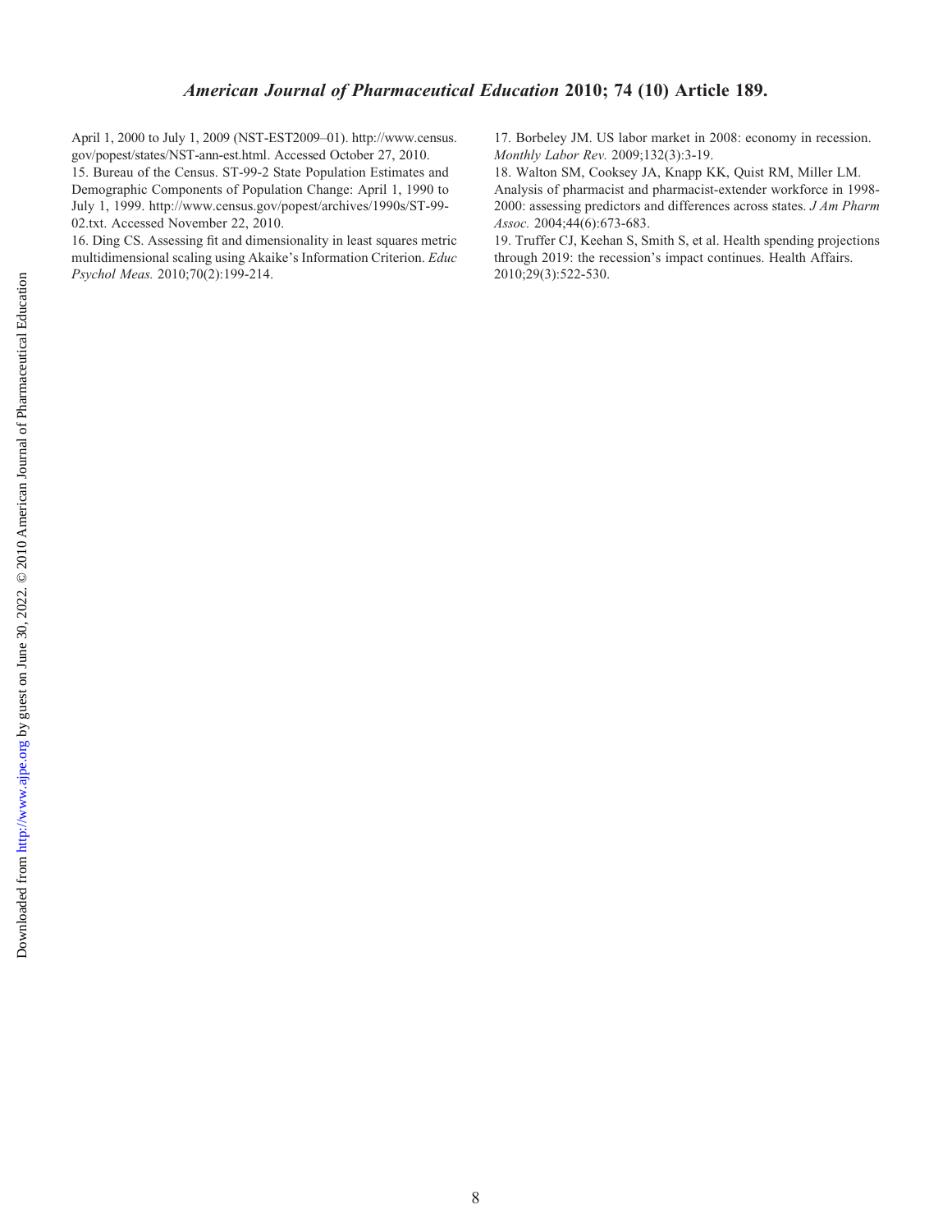April 1, 2000 to July 1, 2009 (NST-EST2009–01). http://www.census.gov/popest/states/NST-ann-est.html. Accessed October 27, 2010.

15. Bureau of the Census. ST-99-2 State Population Estimates and Demographic Components of Population Change: April 1, 1990 to July 1, 1999. http://www.census.gov/popest/archives/1990s/ST-99-02.txt. Accessed November 22, 2010.

16. Ding CS. Assessing fit and dimensionality in least squares metric multidimensional scaling using Akaike's Information Criterion. *Educ Psychol Meas.* 2010;70(2):199-214.

17. Borbeley JM. US labor market in 2008: economy in recession. *Monthly Labor Rev.* 2009;132(3):3-19.

18. Walton SM, Cooksey JA, Knapp KK, Quist RM, Miller LM. Analysis of pharmacist and pharmacist-extender workforce in 1998-2000: assessing predictors and differences across states. *J Am Pharm Assoc.* 2004;44(6):673-683.

19. Truffer CJ, Keehan S, Smith S, et al. Health spending projections through 2019: the recession's impact continues. Health Affairs. 2010;29(3):522-530.